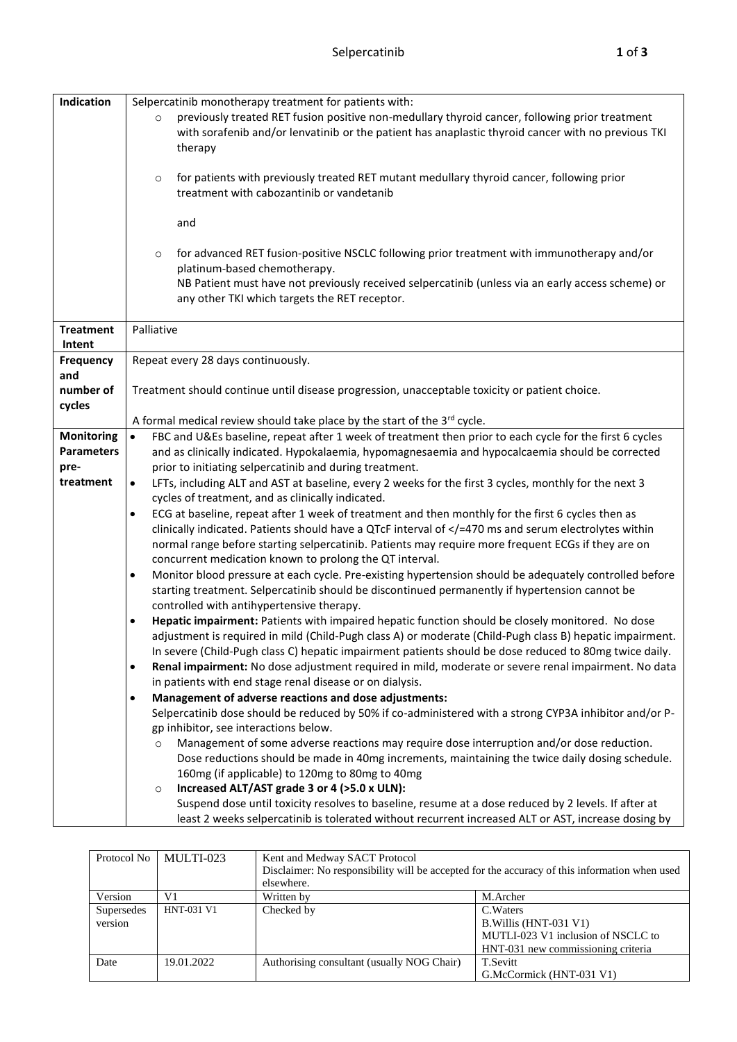# Selpercatinib

| | |
|---|---|
| **Indication** | Selpercatinib monotherapy treatment for patients with:<br>○ previously treated RET fusion positive non-medullary thyroid cancer, following prior treatment with sorafenib and/or lenvatinib or the patient has anaplastic thyroid cancer with no previous TKI therapy<br><br>○ for patients with previously treated RET mutant medullary thyroid cancer, following prior treatment with cabozantinib or vandetanib<br><br>and<br><br>○ for advanced RET fusion-positive NSCLC following prior treatment with immunotherapy and/or platinum-based chemotherapy.<br>NB Patient must have not previously received selpercatinib (unless via an early access scheme) or any other TKI which targets the RET receptor. |
| **Treatment Intent** | Palliative |
| **Frequency and number of cycles** | Repeat every 28 days continuously.<br><br>Treatment should continue until disease progression, unacceptable toxicity or patient choice.<br><br>A formal medical review should take place by the start of the 3rd cycle. |
| **Monitoring Parameters pre-treatment** | • FBC and U&Es baseline, repeat after 1 week of treatment then prior to each cycle for the first 6 cycles and as clinically indicated. Hypokalaemia, hypomagnesaemia and hypocalcaemia should be corrected prior to initiating selpercatinib and during treatment.<br>• LFTs, including ALT and AST at baseline, every 2 weeks for the first 3 cycles, monthly for the next 3 cycles of treatment, and as clinically indicated.<br>• ECG at baseline, repeat after 1 week of treatment and then monthly for the first 6 cycles then as clinically indicated. Patients should have a QTcF interval of </=470 ms and serum electrolytes within normal range before starting selpercatinib. Patients may require more frequent ECGs if they are on concurrent medication known to prolong the QT interval.<br>• Monitor blood pressure at each cycle. Pre-existing hypertension should be adequately controlled before starting treatment. Selpercatinib should be discontinued permanently if hypertension cannot be controlled with antihypertensive therapy.<br>• **Hepatic impairment:** Patients with impaired hepatic function should be closely monitored. No dose adjustment is required in mild (Child-Pugh class A) or moderate (Child-Pugh class B) hepatic impairment. In severe (Child-Pugh class C) hepatic impairment patients should be dose reduced to 80mg twice daily.<br>• **Renal impairment:** No dose adjustment required in mild, moderate or severe renal impairment. No data in patients with end stage renal disease or on dialysis.<br>• **Management of adverse reactions and dose adjustments:**<br>Selpercatinib dose should be reduced by 50% if co-administered with a strong CYP3A inhibitor and/or P-gp inhibitor, see interactions below.<br>○ Management of some adverse reactions may require dose interruption and/or dose reduction. Dose reductions should be made in 40mg increments, maintaining the twice daily dosing schedule. 160mg (if applicable) to 120mg to 80mg to 40mg<br>○ **Increased ALT/AST grade 3 or 4 (>5.0 x ULN):**<br>Suspend dose until toxicity resolves to baseline, resume at a dose reduced by 2 levels. If after at least 2 weeks selpercatinib is tolerated without recurrent increased ALT or AST, increase dosing by |

| Protocol No | MULTI-023 | Kent and Medway SACT Protocol<br>Disclaimer: No responsibility will be accepted for the accuracy of this information when used elsewhere. | |
|---|---|---|---|
| Version | V1 | Written by | M.Archer |
| Supersedes version | HNT-031 V1 | Checked by | C.Waters<br>B.Willis (HNT-031 V1)<br>MUTLI-023 V1 inclusion of NSCLC to HNT-031 new commissioning criteria |
| Date | 19.01.2022 | Authorising consultant (usually NOG Chair) | T.Sevitt<br>G.McCormick (HNT-031 V1) |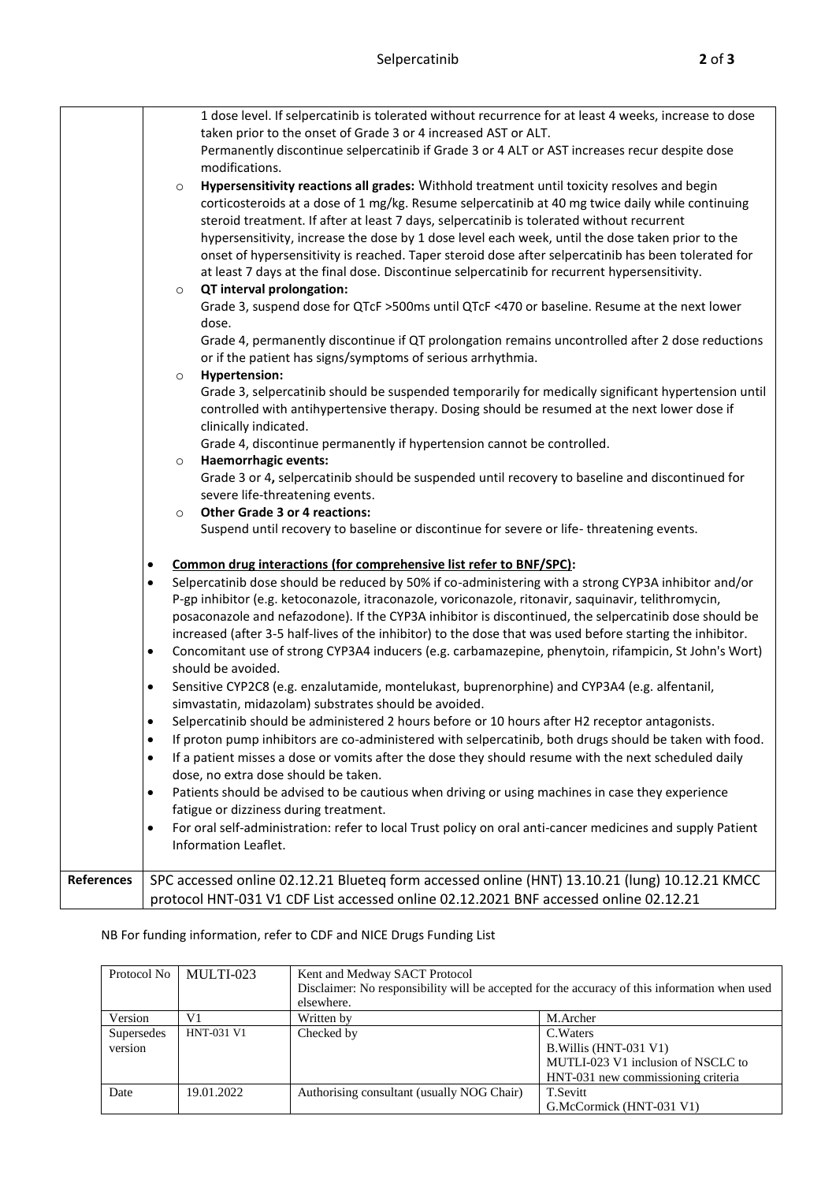| | |
|---|---|
| | 1 dose level. If selpercatinib is tolerated without recurrence for at least 4 weeks, increase to dose taken prior to the onset of Grade 3 or 4 increased AST or ALT.<br>Permanently discontinue selpercatinib if Grade 3 or 4 ALT or AST increases recur despite dose modifications.<br>○ **Hypersensitivity reactions all grades:** Withhold treatment until toxicity resolves and begin corticosteroids at a dose of 1 mg/kg. Resume selpercatinib at 40 mg twice daily while continuing steroid treatment. If after at least 7 days, selpercatinib is tolerated without recurrent hypersensitivity, increase the dose by 1 dose level each week, until the dose taken prior to the onset of hypersensitivity is reached. Taper steroid dose after selpercatinib has been tolerated for at least 7 days at the final dose. Discontinue selpercatinib for recurrent hypersensitivity.<br>○ **QT interval prolongation:**<br>Grade 3, suspend dose for QTcF >500ms until QTcF <470 or baseline. Resume at the next lower dose.<br>Grade 4, permanently discontinue if QT prolongation remains uncontrolled after 2 dose reductions or if the patient has signs/symptoms of serious arrhythmia.<br>○ **Hypertension:**<br>Grade 3, selpercatinib should be suspended temporarily for medically significant hypertension until controlled with antihypertensive therapy. Dosing should be resumed at the next lower dose if clinically indicated.<br>Grade 4, discontinue permanently if hypertension cannot be controlled.<br>○ **Haemorrhagic events:**<br>Grade 3 or 4**,** selpercatinib should be suspended until recovery to baseline and discontinued for severe life-threatening events.<br>○ **Other Grade 3 or 4 reactions:**<br>Suspend until recovery to baseline or discontinue for severe or life- threatening events.<br><br>• **Common drug interactions (for comprehensive list refer to BNF/SPC):**<br>• Selpercatinib dose should be reduced by 50% if co-administering with a strong CYP3A inhibitor and/or P-gp inhibitor (e.g. ketoconazole, itraconazole, voriconazole, ritonavir, saquinavir, telithromycin, posaconazole and nefazodone). If the CYP3A inhibitor is discontinued, the selpercatinib dose should be increased (after 3-5 half-lives of the inhibitor) to the dose that was used before starting the inhibitor.<br>• Concomitant use of strong CYP3A4 inducers (e.g. carbamazepine, phenytoin, rifampicin, St John's Wort) should be avoided.<br>• Sensitive CYP2C8 (e.g. enzalutamide, montelukast, buprenorphine) and CYP3A4 (e.g. alfentanil, simvastatin, midazolam) substrates should be avoided.<br>• Selpercatinib should be administered 2 hours before or 10 hours after H2 receptor antagonists.<br>• If proton pump inhibitors are co-administered with selpercatinib, both drugs should be taken with food.<br>• If a patient misses a dose or vomits after the dose they should resume with the next scheduled daily dose, no extra dose should be taken.<br>• Patients should be advised to be cautious when driving or using machines in case they experience fatigue or dizziness during treatment.<br>• For oral self-administration: refer to local Trust policy on oral anti-cancer medicines and supply Patient Information Leaflet. |
| **References** | SPC accessed online 02.12.21 Blueteq form accessed online (HNT) 13.10.21 (lung) 10.12.21 KMCC protocol HNT-031 V1 CDF List accessed online 02.12.2021 BNF accessed online 02.12.21 |

NB For funding information, refer to CDF and NICE Drugs Funding List

| Protocol No | MULTI-023 | Kent and Medway SACT Protocol<br>Disclaimer: No responsibility will be accepted for the accuracy of this information when used elsewhere. | |
|---|---|---|---|
| Version | V1 | Written by | M.Archer |
| Supersedes version | HNT-031 V1 | Checked by | C.Waters<br>B.Willis (HNT-031 V1)<br>MUTLI-023 V1 inclusion of NSCLC to HNT-031 new commissioning criteria |
| Date | 19.01.2022 | Authorising consultant (usually NOG Chair) | T.Sevitt<br>G.McCormick (HNT-031 V1) |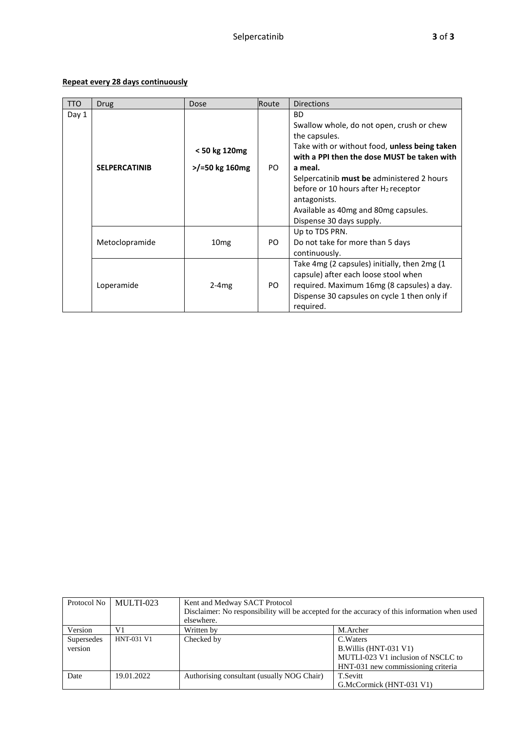**Repeat every 28 days continuously**

| TTO | Drug | Dose | Route | Directions |
|---|---|---|---|---|
| Day 1 | **SELPERCATINIB** | **< 50 kg 120mg**<br>**>/=50 kg 160mg** | PO | BD<br>Swallow whole, do not open, crush or chew the capsules.<br>Take with or without food, **unless being taken with a PPI then the dose MUST be taken with a meal.**<br>Selpercatinib **must be** administered 2 hours before or 10 hours after $H_2$ receptor antagonists.<br>Available as 40mg and 80mg capsules.<br>Dispense 30 days supply. |
| | Metoclopramide | 10mg | PO | Up to TDS PRN.<br>Do not take for more than 5 days continuously. |
| | Loperamide | 2-4mg | PO | Take 4mg (2 capsules) initially, then 2mg (1 capsule) after each loose stool when required. Maximum 16mg (8 capsules) a day.<br>Dispense 30 capsules on cycle 1 then only if required. |

| | | | |
|---|---|---|---|
| Protocol No | MULTI-023 | Kent and Medway SACT Protocol<br>Disclaimer: No responsibility will be accepted for the accuracy of this information when used elsewhere. | |
| Version | V1 | Written by | M.Archer |
| Supersedes version | HNT-031 V1 | Checked by | C.Waters<br>B.Willis (HNT-031 V1)<br>MUTLI-023 V1 inclusion of NSCLC to HNT-031 new commissioning criteria |
| Date | 19.01.2022 | Authorising consultant (usually NOG Chair) | T.Sevitt<br>G.McCormick (HNT-031 V1) |